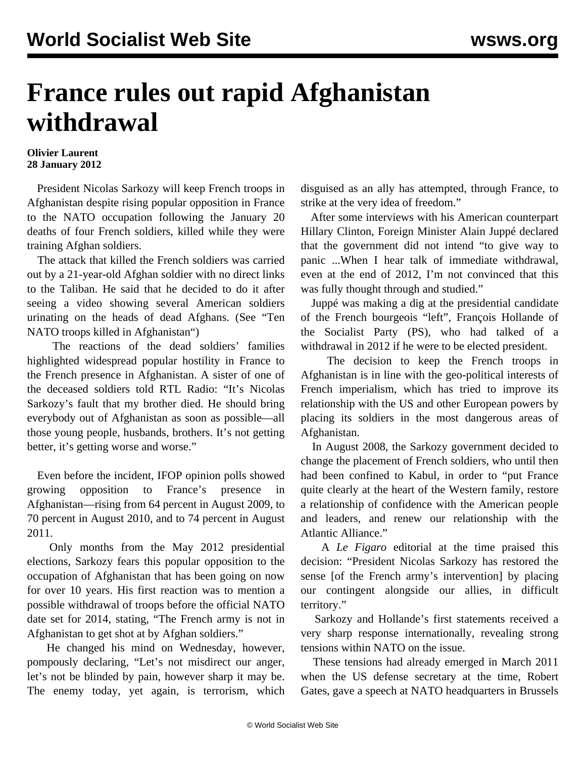# France rules out rapid Afghanistan withdrawal

**Olivier Laurent**
**28 January 2012**

President Nicolas Sarkozy will keep French troops in Afghanistan despite rising popular opposition in France to the NATO occupation following the January 20 deaths of four French soldiers, killed while they were training Afghan soldiers.

The attack that killed the French soldiers was carried out by a 21-year-old Afghan soldier with no direct links to the Taliban. He said that he decided to do it after seeing a video showing several American soldiers urinating on the heads of dead Afghans. (See "Ten NATO troops killed in Afghanistan")

The reactions of the dead soldiers' families highlighted widespread popular hostility in France to the French presence in Afghanistan. A sister of one of the deceased soldiers told RTL Radio: "It's Nicolas Sarkozy's fault that my brother died. He should bring everybody out of Afghanistan as soon as possible—all those young people, husbands, brothers. It's not getting better, it's getting worse and worse."

Even before the incident, IFOP opinion polls showed growing opposition to France's presence in Afghanistan—rising from 64 percent in August 2009, to 70 percent in August 2010, and to 74 percent in August 2011.

Only months from the May 2012 presidential elections, Sarkozy fears this popular opposition to the occupation of Afghanistan that has been going on now for over 10 years. His first reaction was to mention a possible withdrawal of troops before the official NATO date set for 2014, stating, "The French army is not in Afghanistan to get shot at by Afghan soldiers."

He changed his mind on Wednesday, however, pompously declaring, "Let's not misdirect our anger, let's not be blinded by pain, however sharp it may be. The enemy today, yet again, is terrorism, which disguised as an ally has attempted, through France, to strike at the very idea of freedom."

After some interviews with his American counterpart Hillary Clinton, Foreign Minister Alain Juppé declared that the government did not intend "to give way to panic ...When I hear talk of immediate withdrawal, even at the end of 2012, I'm not convinced that this was fully thought through and studied."

Juppé was making a dig at the presidential candidate of the French bourgeois "left", François Hollande of the Socialist Party (PS), who had talked of a withdrawal in 2012 if he were to be elected president.

The decision to keep the French troops in Afghanistan is in line with the geo-political interests of French imperialism, which has tried to improve its relationship with the US and other European powers by placing its soldiers in the most dangerous areas of Afghanistan.

In August 2008, the Sarkozy government decided to change the placement of French soldiers, who until then had been confined to Kabul, in order to "put France quite clearly at the heart of the Western family, restore a relationship of confidence with the American people and leaders, and renew our relationship with the Atlantic Alliance."

A *Le Figaro* editorial at the time praised this decision: "President Nicolas Sarkozy has restored the sense [of the French army's intervention] by placing our contingent alongside our allies, in difficult territory."

Sarkozy and Hollande's first statements received a very sharp response internationally, revealing strong tensions within NATO on the issue.

These tensions had already emerged in March 2011 when the US defense secretary at the time, Robert Gates, gave a speech at NATO headquarters in Brussels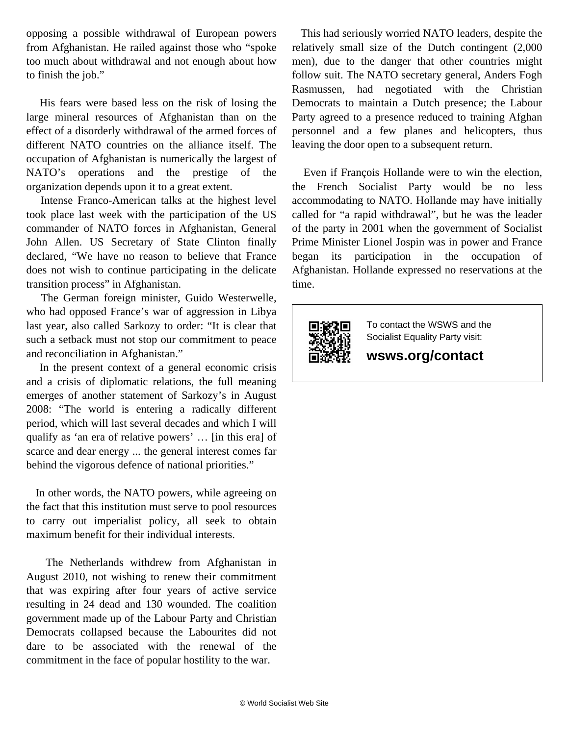opposing a possible withdrawal of European powers from Afghanistan. He railed against those who "spoke too much about withdrawal and not enough about how to finish the job."

His fears were based less on the risk of losing the large mineral resources of Afghanistan than on the effect of a disorderly withdrawal of the armed forces of different NATO countries on the alliance itself. The occupation of Afghanistan is numerically the largest of NATO's operations and the prestige of the organization depends upon it to a great extent.

Intense Franco-American talks at the highest level took place last week with the participation of the US commander of NATO forces in Afghanistan, General John Allen. US Secretary of State Clinton finally declared, "We have no reason to believe that France does not wish to continue participating in the delicate transition process" in Afghanistan.

The German foreign minister, Guido Westerwelle, who had opposed France's war of aggression in Libya last year, also called Sarkozy to order: "It is clear that such a setback must not stop our commitment to peace and reconciliation in Afghanistan."

In the present context of a general economic crisis and a crisis of diplomatic relations, the full meaning emerges of another statement of Sarkozy's in August 2008: "The world is entering a radically different period, which will last several decades and which I will qualify as 'an era of relative powers' … [in this era] of scarce and dear energy ... the general interest comes far behind the vigorous defence of national priorities."

In other words, the NATO powers, while agreeing on the fact that this institution must serve to pool resources to carry out imperialist policy, all seek to obtain maximum benefit for their individual interests.

The Netherlands withdrew from Afghanistan in August 2010, not wishing to renew their commitment that was expiring after four years of active service resulting in 24 dead and 130 wounded. The coalition government made up of the Labour Party and Christian Democrats collapsed because the Labourites did not dare to be associated with the renewal of the commitment in the face of popular hostility to the war.

This had seriously worried NATO leaders, despite the relatively small size of the Dutch contingent (2,000 men), due to the danger that other countries might follow suit. The NATO secretary general, Anders Fogh Rasmussen, had negotiated with the Christian Democrats to maintain a Dutch presence; the Labour Party agreed to a presence reduced to training Afghan personnel and a few planes and helicopters, thus leaving the door open to a subsequent return.

Even if François Hollande were to win the election, the French Socialist Party would be no less accommodating to NATO. Hollande may have initially called for "a rapid withdrawal", but he was the leader of the party in 2001 when the government of Socialist Prime Minister Lionel Jospin was in power and France began its participation in the occupation of Afghanistan. Hollande expressed no reservations at the time.

To contact the WSWS and the Socialist Equality Party visit:

**wsws.org/contact**